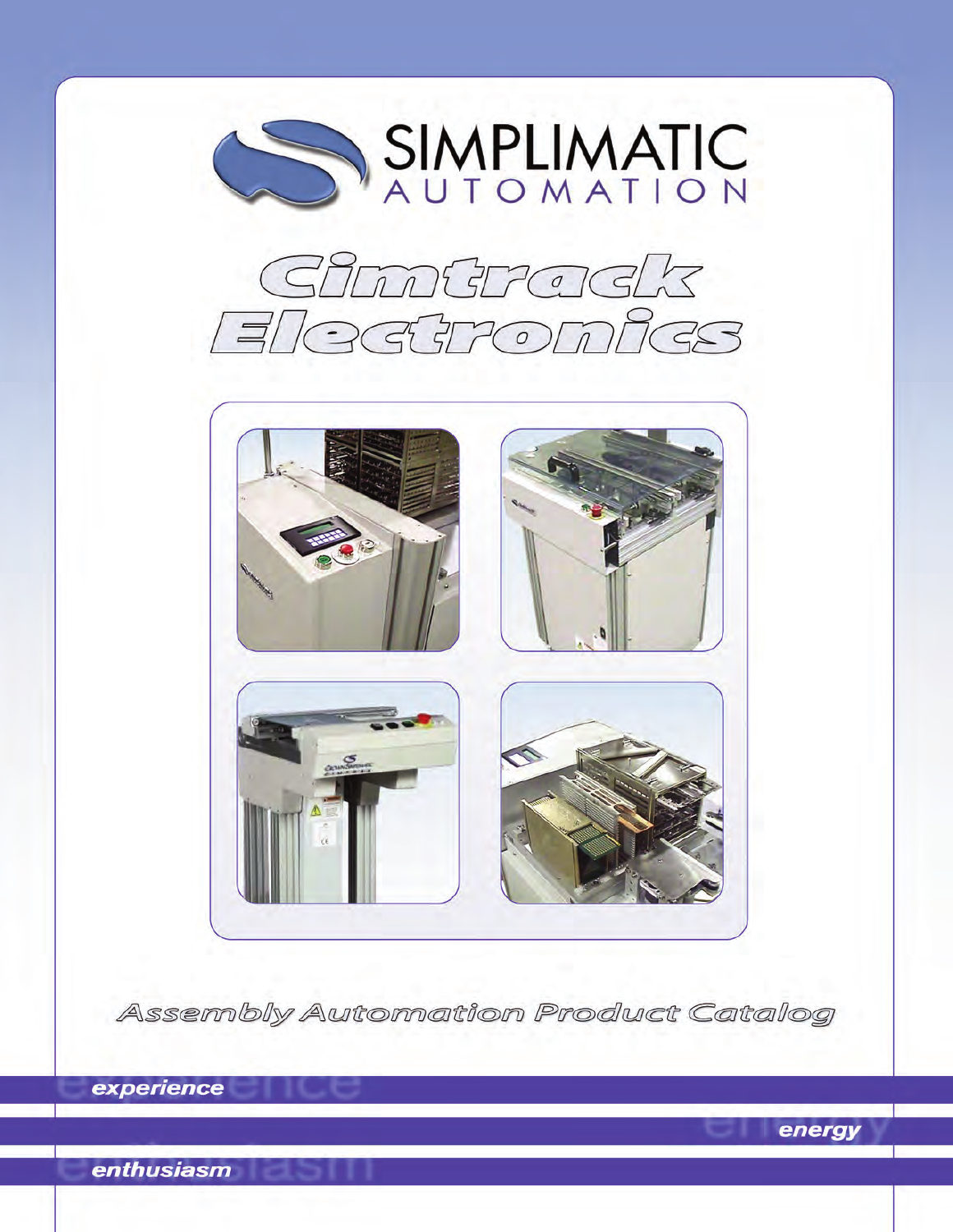# SIMPLIMATIC AUTOMATION

# Cimtrack Electronics

## Assembly Automation Product Catalog

*experience*

*energy*

*enthusiasm*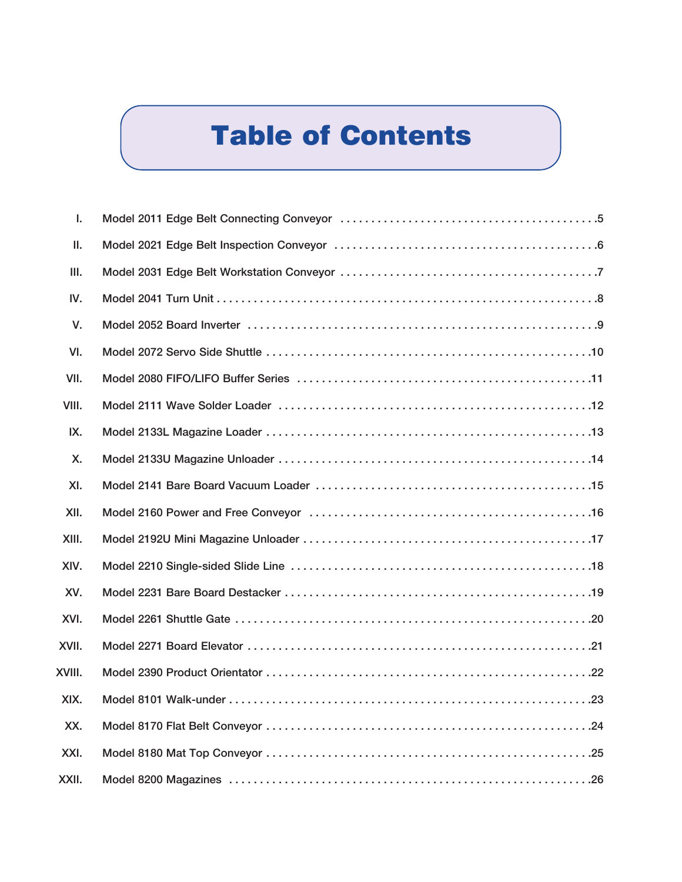# Table of Contents

| | | |
|---|---|---|
| I. | Model 2011 Edge Belt Connecting Conveyor | 5 |
| II. | Model 2021 Edge Belt Inspection Conveyor | 6 |
| III. | Model 2031 Edge Belt Workstation Conveyor | 7 |
| IV. | Model 2041 Turn Unit | 8 |
| V. | Model 2052 Board Inverter | 9 |
| VI. | Model 2072 Servo Side Shuttle | 10 |
| VII. | Model 2080 FIFO/LIFO Buffer Series | 11 |
| VIII. | Model 2111 Wave Solder Loader | 12 |
| IX. | Model 2133L Magazine Loader | 13 |
| X. | Model 2133U Magazine Unloader | 14 |
| XI. | Model 2141 Bare Board Vacuum Loader | 15 |
| XII. | Model 2160 Power and Free Conveyor | 16 |
| XIII. | Model 2192U Mini Magazine Unloader | 17 |
| XIV. | Model 2210 Single-sided Slide Line | 18 |
| XV. | Model 2231 Bare Board Destacker | 19 |
| XVI. | Model 2261 Shuttle Gate | 20 |
| XVII. | Model 2271 Board Elevator | 21 |
| XVIII. | Model 2390 Product Orientator | 22 |
| XIX. | Model 8101 Walk-under | 23 |
| XX. | Model 8170 Flat Belt Conveyor | 24 |
| XXI. | Model 8180 Mat Top Conveyor | 25 |
| XXII. | Model 8200 Magazines | 26 |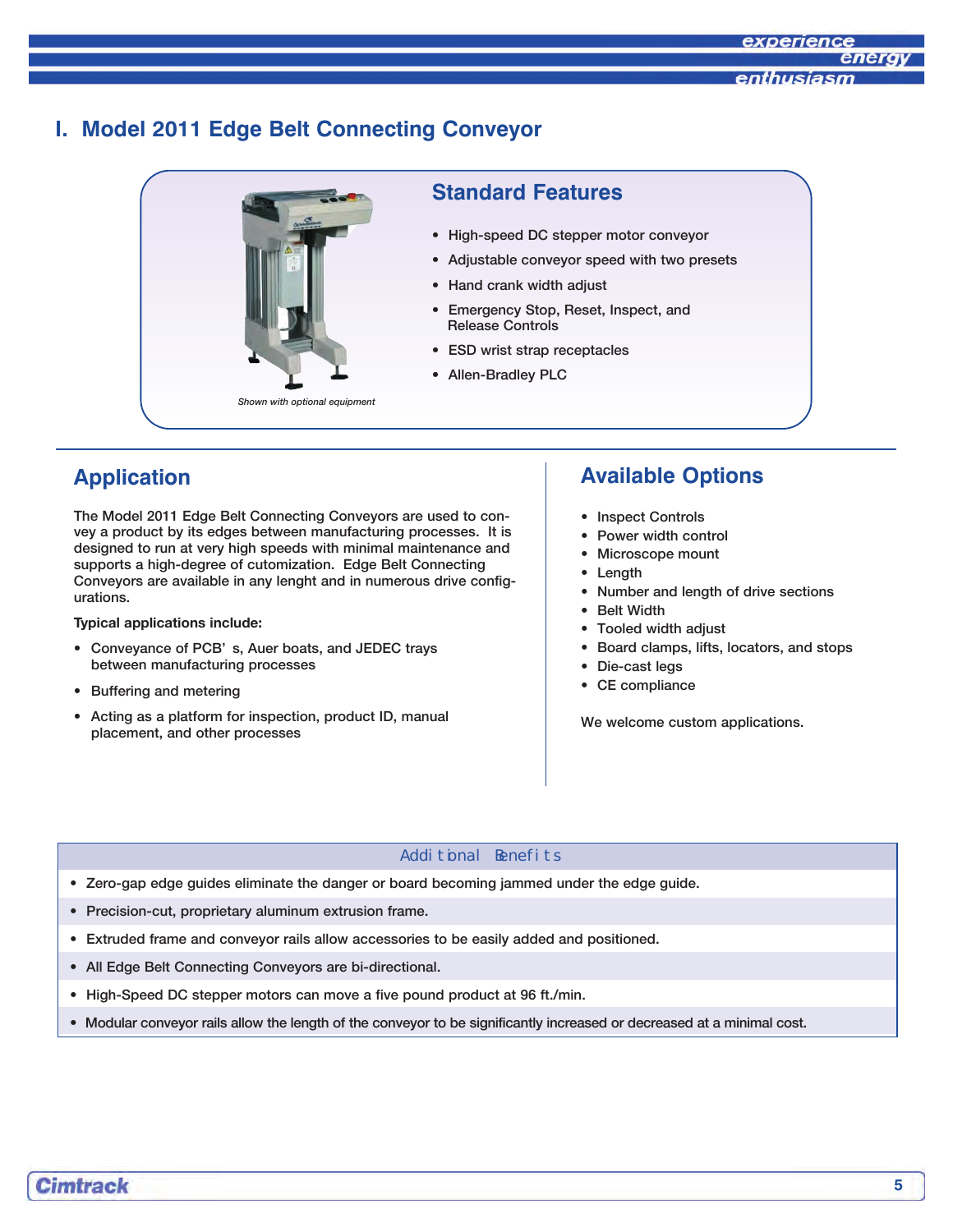# I. Model 2011 Edge Belt Connecting Conveyor

*Shown with optional equipment*

## Standard Features

- High-speed DC stepper motor conveyor
- Adjustable conveyor speed with two presets
- Hand crank width adjust
- Emergency Stop, Reset, Inspect, and Release Controls
- ESD wrist strap receptacles
- Allen-Bradley PLC

## Application

The Model 2011 Edge Belt Connecting Conveyors are used to convey a product by its edges between manufacturing processes. It is designed to run at very high speeds with minimal maintenance and supports a high-degree of cutomization. Edge Belt Connecting Conveyors are available in any lenght and in numerous drive configurations.

**Typical applications include:**

- Conveyance of PCB' s, Auer boats, and JEDEC trays between manufacturing processes
- Buffering and metering
- Acting as a platform for inspection, product ID, manual placement, and other processes

## Available Options

- Inspect Controls
- Power width control
- Microscope mount
- Length
- Number and length of drive sections
- Belt Width
- Tooled width adjust
- Board clamps, lifts, locators, and stops
- Die-cast legs
- CE compliance

We welcome custom applications.

| Additional Benefits |
|---|
| • Zero-gap edge guides eliminate the danger or board becoming jammed under the edge guide. |
| • Precision-cut, proprietary aluminum extrusion frame. |
| • Extruded frame and conveyor rails allow accessories to be easily added and positioned. |
| • All Edge Belt Connecting Conveyors are bi-directional. |
| • High-Speed DC stepper motors can move a five pound product at 96 ft./min. |
| • Modular conveyor rails allow the length of the conveyor to be significantly increased or decreased at a minimal cost. |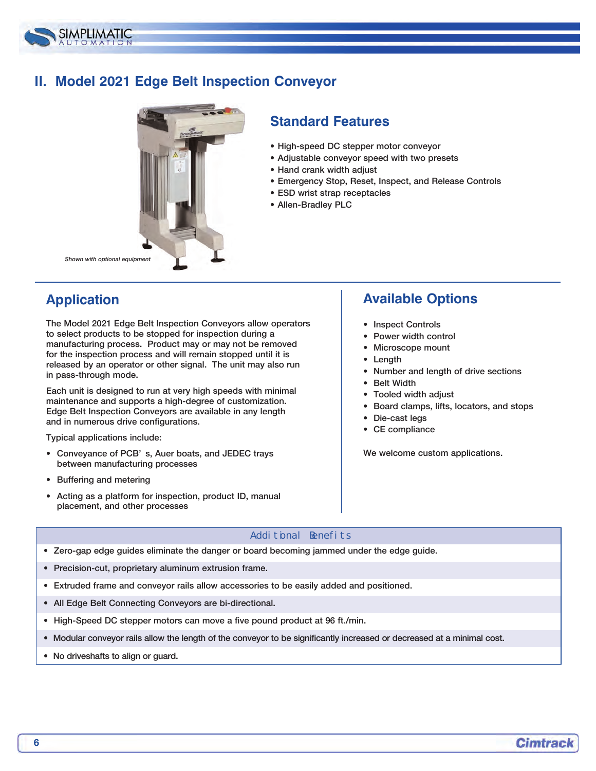## II. Model 2021 Edge Belt Inspection Conveyor

*Shown with optional equipment*

### Standard Features

- High-speed DC stepper motor conveyor
- Adjustable conveyor speed with two presets
- Hand crank width adjust
- Emergency Stop, Reset, Inspect, and Release Controls
- ESD wrist strap receptacles
- Allen-Bradley PLC

### Application

The Model 2021 Edge Belt Inspection Conveyors allow operators to select products to be stopped for inspection during a manufacturing process. Product may or may not be removed for the inspection process and will remain stopped until it is released by an operator or other signal. The unit may also run in pass-through mode.

Each unit is designed to run at very high speeds with minimal maintenance and supports a high-degree of customization. Edge Belt Inspection Conveyors are available in any length and in numerous drive configurations.

Typical applications include:

- Conveyance of PCB's, Auer boats, and JEDEC trays between manufacturing processes
- Buffering and metering
- Acting as a platform for inspection, product ID, manual placement, and other processes

### Available Options

- Inspect Controls
- Power width control
- Microscope mount
- Length
- Number and length of drive sections
- Belt Width
- Tooled width adjust
- Board clamps, lifts, locators, and stops
- Die-cast legs
- CE compliance

We welcome custom applications.

| Additional Benefits |
|---|
| • Zero-gap edge guides eliminate the danger or board becoming jammed under the edge guide. |
| • Precision-cut, proprietary aluminum extrusion frame. |
| • Extruded frame and conveyor rails allow accessories to be easily added and positioned. |
| • All Edge Belt Connecting Conveyors are bi-directional. |
| • High-Speed DC stepper motors can move a five pound product at 96 ft./min. |
| • Modular conveyor rails allow the length of the conveyor to be significantly increased or decreased at a minimal cost. |
| • No driveshafts to align or guard. |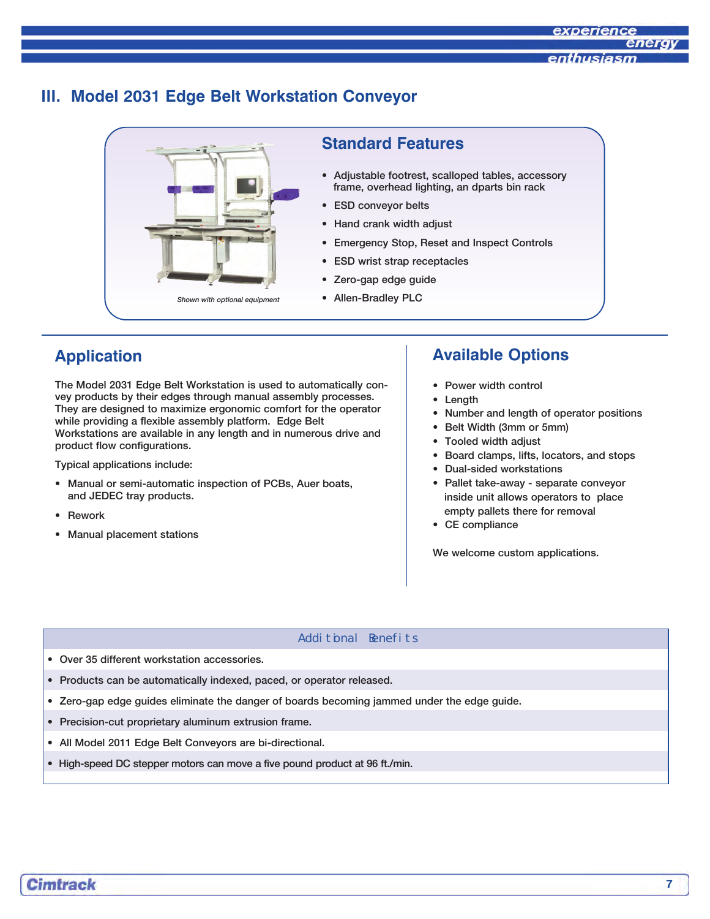# III. Model 2031 Edge Belt Workstation Conveyor

*Shown with optional equipment*

## Standard Features

- Adjustable footrest, scalloped tables, accessory frame, overhead lighting, an dparts bin rack
- ESD conveyor belts
- Hand crank width adjust
- Emergency Stop, Reset and Inspect Controls
- ESD wrist strap receptacles
- Zero-gap edge guide
- Allen-Bradley PLC

## Application

The Model 2031 Edge Belt Workstation is used to automatically convey products by their edges through manual assembly processes. They are designed to maximize ergonomic comfort for the operator while providing a flexible assembly platform. Edge Belt Workstations are available in any length and in numerous drive and product flow configurations.

Typical applications include:

- Manual or semi-automatic inspection of PCBs, Auer boats, and JEDEC tray products.
- Rework
- Manual placement stations

## Available Options

- Power width control
- Length
- Number and length of operator positions
- Belt Width (3mm or 5mm)
- Tooled width adjust
- Board clamps, lifts, locators, and stops
- Dual-sided workstations
- Pallet take-away - separate conveyor inside unit allows operators to place empty pallets there for removal
- CE compliance

We welcome custom applications.

### Additional Benefits

- Over 35 different workstation accessories.
- Products can be automatically indexed, paced, or operator released.
- Zero-gap edge guides eliminate the danger of boards becoming jammed under the edge guide.
- Precision-cut proprietary aluminum extrusion frame.
- All Model 2011 Edge Belt Conveyors are bi-directional.
- High-speed DC stepper motors can move a five pound product at 96 ft./min.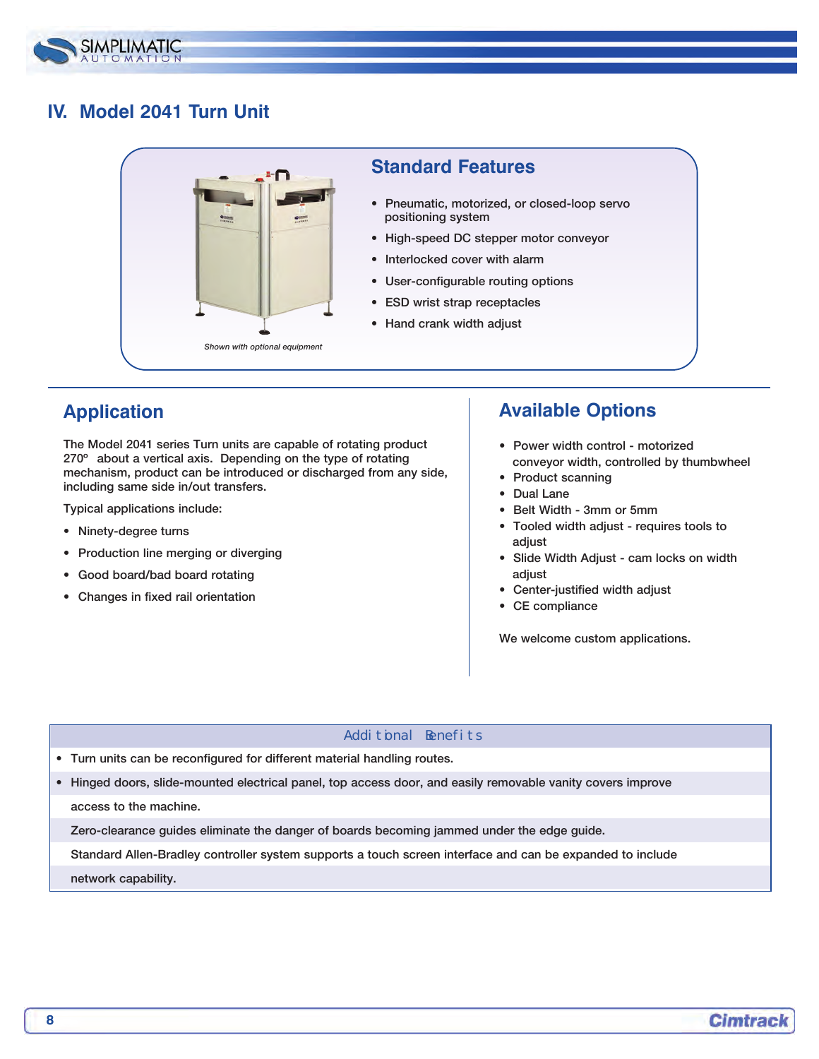# IV. Model 2041 Turn Unit

## Standard Features

*Shown with optional equipment*

- Pneumatic, motorized, or closed-loop servo positioning system
- High-speed DC stepper motor conveyor
- Interlocked cover with alarm
- User-configurable routing options
- ESD wrist strap receptacles
- Hand crank width adjust

## Application

The Model 2041 series Turn units are capable of rotating product 270º about a vertical axis. Depending on the type of rotating mechanism, product can be introduced or discharged from any side, including same side in/out transfers.

Typical applications include:

- Ninety-degree turns
- Production line merging or diverging
- Good board/bad board rotating
- Changes in fixed rail orientation

## Available Options

- Power width control - motorized conveyor width, controlled by thumbwheel
- Product scanning
- Dual Lane
- Belt Width - 3mm or 5mm
- Tooled width adjust - requires tools to adjust
- Slide Width Adjust - cam locks on width adjust
- Center-justified width adjust
- CE compliance

We welcome custom applications.

## Additional Benefits

- Turn units can be reconfigured for different material handling routes.
- Hinged doors, slide-mounted electrical panel, top access door, and easily removable vanity covers improve access to the machine.
- Zero-clearance guides eliminate the danger of boards becoming jammed under the edge guide.
- Standard Allen-Bradley controller system supports a touch screen interface and can be expanded to include network capability.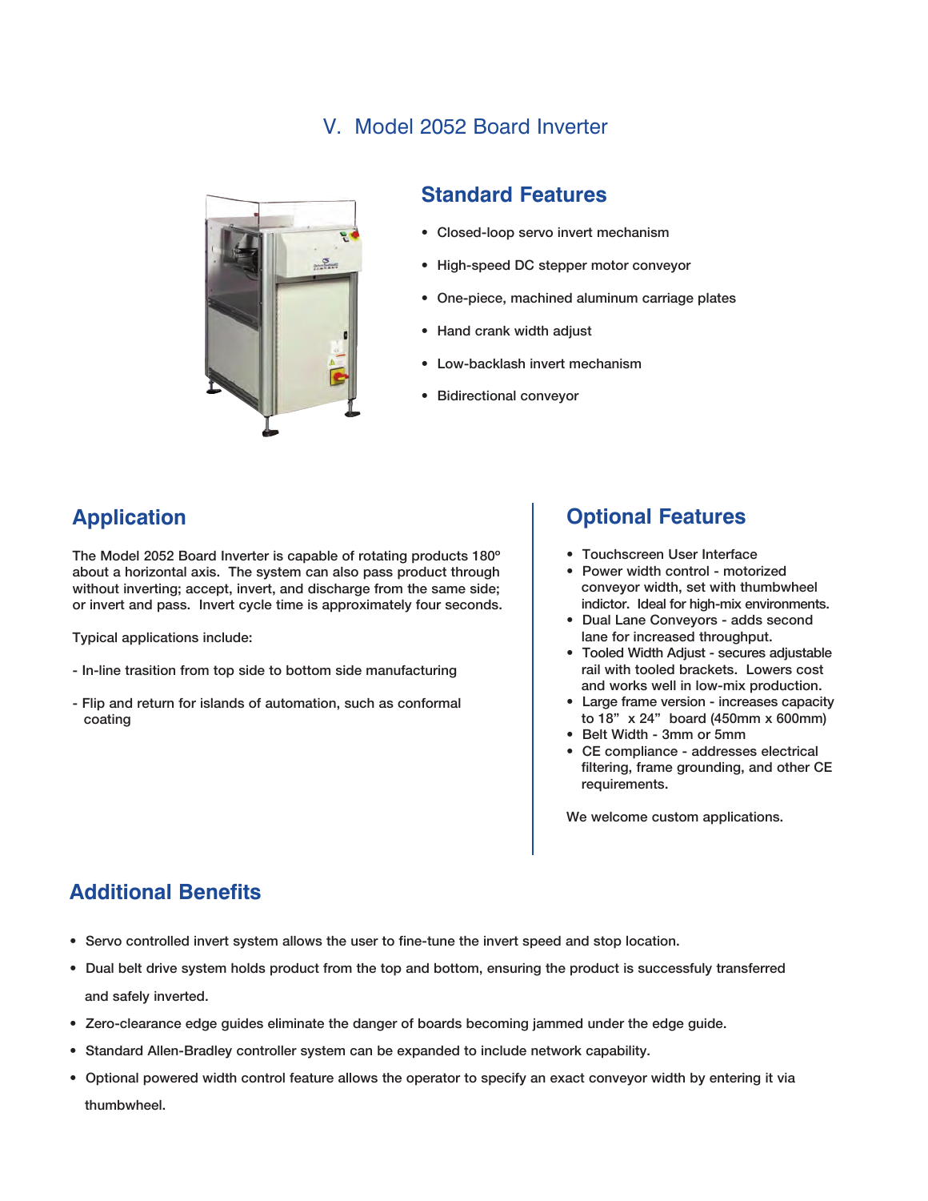# V. Model 2052 Board Inverter

## Standard Features

- Closed-loop servo invert mechanism
- High-speed DC stepper motor conveyor
- One-piece, machined aluminum carriage plates
- Hand crank width adjust
- Low-backlash invert mechanism
- Bidirectional conveyor

## Application

The Model 2052 Board Inverter is capable of rotating products 180º about a horizontal axis. The system can also pass product through without inverting; accept, invert, and discharge from the same side; or invert and pass. Invert cycle time is approximately four seconds.

Typical applications include:

- In-line trasition from top side to bottom side manufacturing

- Flip and return for islands of automation, such as conformal coating

## Optional Features

- Touchscreen User Interface
- Power width control - motorized conveyor width, set with thumbwheel indictor. Ideal for high-mix environments.
- Dual Lane Conveyors - adds second lane for increased throughput.
- Tooled Width Adjust - secures adjustable rail with tooled brackets. Lowers cost and works well in low-mix production.
- Large frame version - increases capacity to 18" x 24" board (450mm x 600mm)
- Belt Width - 3mm or 5mm
- CE compliance - addresses electrical filtering, frame grounding, and other CE requirements.

We welcome custom applications.

## Additional Benefits

- Servo controlled invert system allows the user to fine-tune the invert speed and stop location.
- Dual belt drive system holds product from the top and bottom, ensuring the product is successfuly transferred and safely inverted.
- Zero-clearance edge guides eliminate the danger of boards becomming jammed under the edge guide.
- Standard Allen-Bradley controller system can be expanded to include network capability.
- Optional powered width control feature allows the operator to specify an exact conveyor width by entering it via thumbwheel.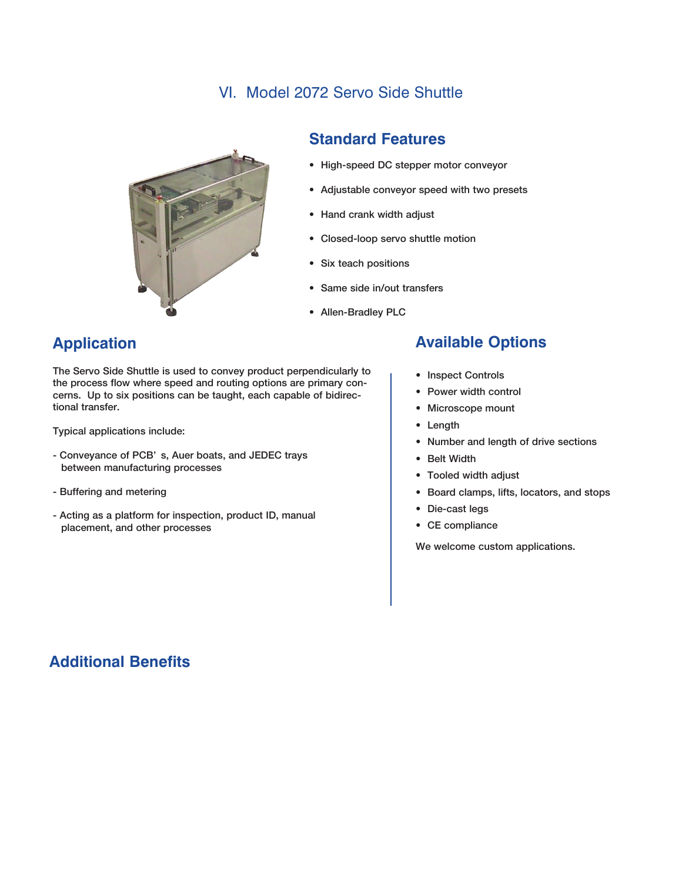# VI. Model 2072 Servo Side Shuttle

## Standard Features

- High-speed DC stepper motor conveyor
- Adjustable conveyor speed with two presets
- Hand crank width adjust
- Closed-loop servo shuttle motion
- Six teach positions
- Same side in/out transfers
- Allen-Bradley PLC

## Application

The Servo Side Shuttle is used to convey product perpendicularly to the process flow where speed and routing options are primary concerns. Up to six positions can be taught, each capable of bidirectional transfer.

Typical applications include:

- Conveyance of PCB' s, Auer boats, and JEDEC trays between manufacturing processes

- Buffering and metering

- Acting as a platform for inspection, product ID, manual placement, and other processes

## Available Options

- Inspect Controls
- Power width control
- Microscope mount
- Length
- Number and length of drive sections
- Belt Width
- Tooled width adjust
- Board clamps, lifts, locators, and stops
- Die-cast legs
- CE compliance

We welcome custom applications.

## Additional Benefits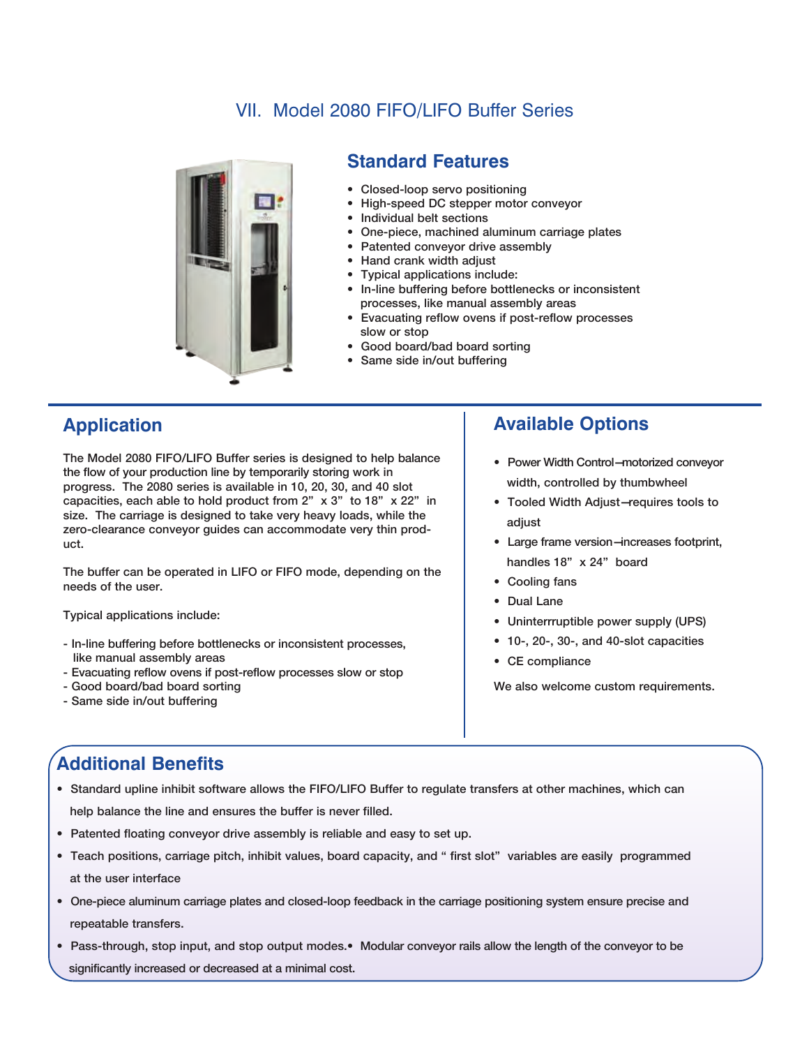# VII. Model 2080 FIFO/LIFO Buffer Series

## Standard Features

- Closed-loop servo positioning
- High-speed DC stepper motor conveyor
- Individual belt sections
- One-piece, machined aluminum carriage plates
- Patented conveyor drive assembly
- Hand crank width adjust
- Typical applications include:
- In-line buffering before bottlenecks or inconsistent processes, like manual assembly areas
- Evacuating reflow ovens if post-reflow processes slow or stop
- Good board/bad board sorting
- Same side in/out buffering

## Application

The Model 2080 FIFO/LIFO Buffer series is designed to help balance the flow of your production line by temporarily storing work in progress. The 2080 series is available in 10, 20, 30, and 40 slot capacities, each able to hold product from 2" x 3" to 18" x 22" in size. The carriage is designed to take very heavy loads, while the zero-clearance conveyor guides can accommodate very thin product.

The buffer can be operated in LIFO or FIFO mode, depending on the needs of the user.

Typical applications include:

- In-line buffering before bottlenecks or inconsistent processes, like manual assembly areas
- Evacuating reflow ovens if post-reflow processes slow or stop
- Good board/bad board sorting
- Same side in/out buffering

## Available Options

- Power Width Control–motorized conveyor width, controlled by thumbwheel
- Tooled Width Adjust–requires tools to adjust
- Large frame version–increases footprint, handles 18" x 24" board
- Cooling fans
- Dual Lane
- Uninterrruptible power supply (UPS)
- 10-, 20-, 30-, and 40-slot capacities
- CE compliance

We also welcome custom requirements.

## Additional Benefits

- Standard upline inhibit software allows the FIFO/LIFO Buffer to regulate transfers at other machines, which can help balance the line and ensures the buffer is never filled.
- Patented floating conveyor drive assembly is reliable and easy to set up.
- Teach positions, carriage pitch, inhibit values, board capacity, and "first slot" variables are easily programmed at the user interface
- One-piece aluminum carriage plates and closed-loop feedback in the carriage positioning system ensure precise and repeatable transfers.
- Pass-through, stop input, and stop output modes.
- Modular conveyor rails allow the length of the conveyor to be significantly increased or decreased at a minimal cost.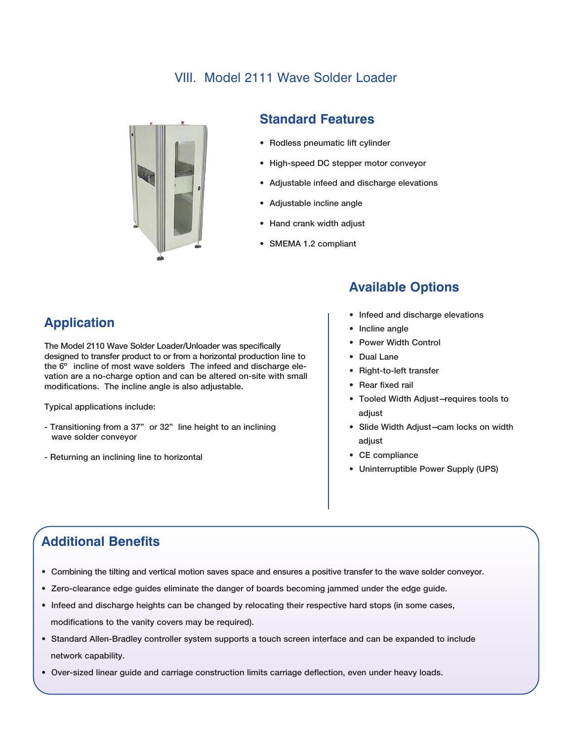# VIII. Model 2111 Wave Solder Loader

## Standard Features

- Rodless pneumatic lift cylinder
- High-speed DC stepper motor conveyor
- Adjustable infeed and discharge elevations
- Adjustable incline angle
- Hand crank width adjust
- SMEMA 1.2 compliant

## Application

The Model 2110 Wave Solder Loader/Unloader was specifically designed to transfer product to or from a horizontal production line to the 6º incline of most wave solders The infeed and discharge elevation are a no-charge option and can be altered on-site with small modifications. The incline angle is also adjustable.

Typical applications include:

- Transitioning from a 37" or 32" line height to an inclining wave solder conveyor

- Returning an inclining line to horizontal

## Available Options

- Infeed and discharge elevations
- Incline angle
- Power Width Control
- Dual Lane
- Right-to-left transfer
- Rear fixed rail
- Tooled Width Adjust—requires tools to adjust
- Slide Width Adjust—cam locks on width adjust
- CE compliance
- Uninterruptible Power Supply (UPS)

## Additional Benefits

- Combining the tilting and vertical motion saves space and ensures a positive transfer to the wave solder conveyor.
- Zero-clearance edge guides eliminate the danger of boards becoming jammed under the edge guide.
- Infeed and discharge heights can be changed by relocating their respective hard stops (in some cases, modifications to the vanity covers may be required).
- Standard Allen-Bradley controller system supports a touch screen interface and can be expanded to include network capability.
- Over-sized linear guide and carriage construction limits carriage deflection, even under heavy loads.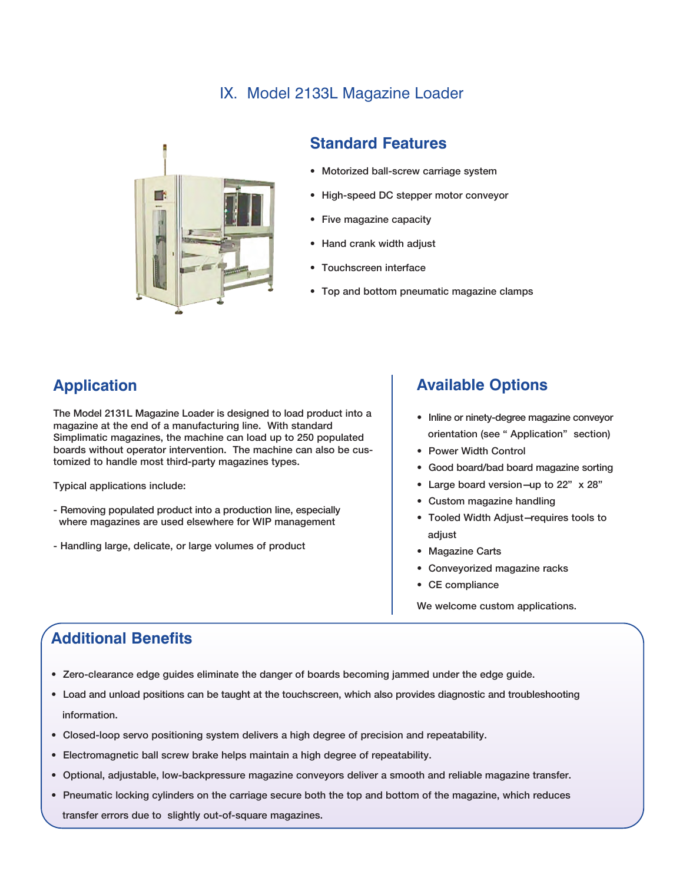# IX. Model 2133L Magazine Loader

## Standard Features

- Motorized ball-screw carriage system
- High-speed DC stepper motor conveyor
- Five magazine capacity
- Hand crank width adjust
- Touchscreen interface
- Top and bottom pneumatic magazine clamps

## Application

The Model 2131L Magazine Loader is designed to load product into a magazine at the end of a manufacturing line. With standard Simplimatic magazines, the machine can load up to 250 populated boards without operator intervention. The machine can also be customized to handle most third-party magazines types.

Typical applications include:

- Removing populated product into a production line, especially where magazines are used elsewhere for WIP management
- Handling large, delicate, or large volumes of product

## Available Options

- Inline or ninety-degree magazine conveyor orientation (see " Application" section)
- Power Width Control
- Good board/bad board magazine sorting
- Large board version—up to 22" x 28"
- Custom magazine handling
- Tooled Width Adjust—requires tools to adjust
- Magazine Carts
- Conveyorized magazine racks
- CE compliance

We welcome custom applications.

## Additional Benefits

- Zero-clearance edge guides eliminate the danger of boards becoming jammed under the edge guide.
- Load and unload positions can be taught at the touchscreen, which also provides diagnostic and troubleshooting information.
- Closed-loop servo positioning system delivers a high degree of precision and repeatability.
- Electromagnetic ball screw brake helps maintain a high degree of repeatability.
- Optional, adjustable, low-backpressure magazine conveyors deliver a smooth and reliable magazine transfer.
- Pneumatic locking cylinders on the carriage secure both the top and bottom of the magazine, which reduces transfer errors due to slightly out-of-square magazines.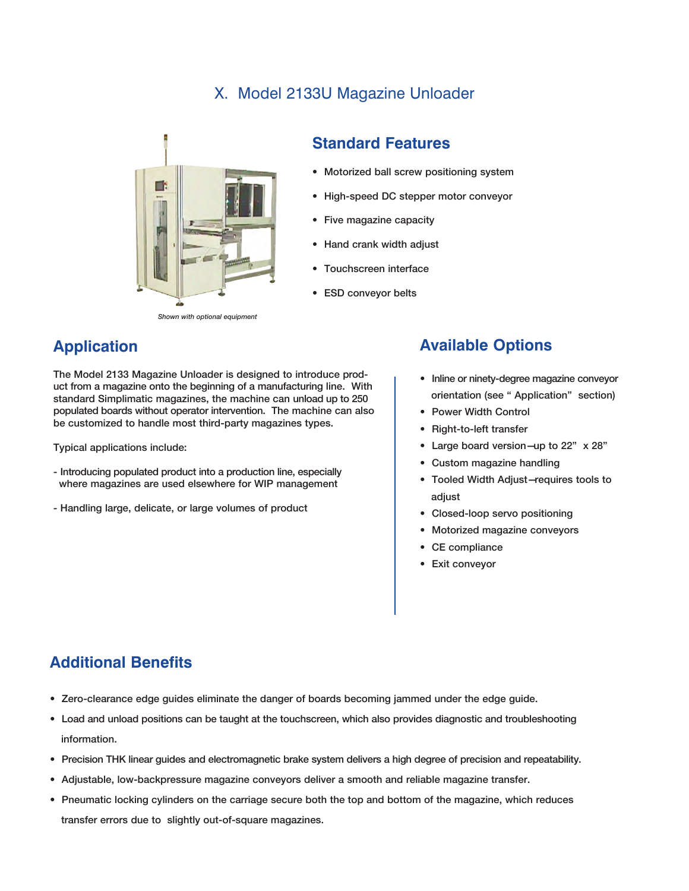# X. Model 2133U Magazine Unloader

*Shown with optional equipment*

## Standard Features

- Motorized ball screw positioning system
- High-speed DC stepper motor conveyor
- Five magazine capacity
- Hand crank width adjust
- Touchscreen interface
- ESD conveyor belts

## Application

The Model 2133 Magazine Unloader is designed to introduce product from a magazine onto the beginning of a manufacturing line. With standard Simplimatic magazines, the machine can unload up to 250 populated boards without operator intervention. The machine can also be customized to handle most third-party magazines types.

Typical applications include:

- Introducing populated product into a production line, especially where magazines are used elsewhere for WIP management

- Handling large, delicate, or large volumes of product

## Available Options

- Inline or ninety-degree magazine conveyor orientation (see " Application" section)
- Power Width Control
- Right-to-left transfer
- Large board version—up to 22" x 28"
- Custom magazine handling
- Tooled Width Adjust—requires tools to adjust
- Closed-loop servo positioning
- Motorized magazine conveyors
- CE compliance
- Exit conveyor

## Additional Benefits

- Zero-clearance edge guides eliminate the danger of boards becoming jammed under the edge guide.
- Load and unload positions can be taught at the touchscreen, which also provides diagnostic and troubleshooting information.
- Precision THK linear guides and electromagnetic brake system delivers a high degree of precision and repeatability.
- Adjustable, low-backpressure magazine conveyors deliver a smooth and reliable magazine transfer.
- Pneumatic locking cylinders on the carriage secure both the top and bottom of the magazine, which reduces transfer errors due to slightly out-of-square magazines.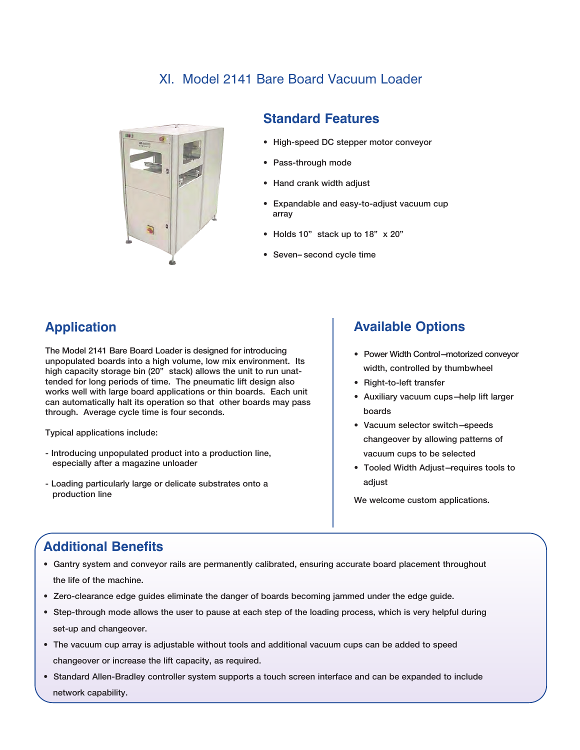# XI. Model 2141 Bare Board Vacuum Loader

## Standard Features

- High-speed DC stepper motor conveyor
- Pass-through mode
- Hand crank width adjust
- Expandable and easy-to-adjust vacuum cup array
- Holds 10" stack up to 18" x 20"
- Seven–second cycle time

## Application

The Model 2141 Bare Board Loader is designed for introducing unpopulated boards into a high volume, low mix environment. Its high capacity storage bin (20" stack) allows the unit to run unattended for long periods of time. The pneumatic lift design also works well with large board applications or thin boards. Each unit can automatically halt its operation so that other boards may pass through. Average cycle time is four seconds.

Typical applications include:

- Introducing unpopulated product into a production line, especially after a magazine unloader
- Loading particularly large or delicate substrates onto a production line

## Available Options

- Power Width Control—motorized conveyor width, controlled by thumbwheel
- Right-to-left transfer
- Auxiliary vacuum cups—help lift larger boards
- Vacuum selector switch—speeds changeover by allowing patterns of vacuum cups to be selected
- Tooled Width Adjust—requires tools to adjust

We welcome custom applications.

## Additional Benefits

- Gantry system and conveyor rails are permanently calibrated, ensuring accurate board placement throughout the life of the machine.
- Zero-clearance edge guides eliminate the danger of boards becoming jammed under the edge guide.
- Step-through mode allows the user to pause at each step of the loading process, which is very helpful during set-up and changeover.
- The vacuum cup array is adjustable without tools and additional vacuum cups can be added to speed changeover or increase the lift capacity, as required.
- Standard Allen-Bradley controller system supports a touch screen interface and can be expanded to include network capability.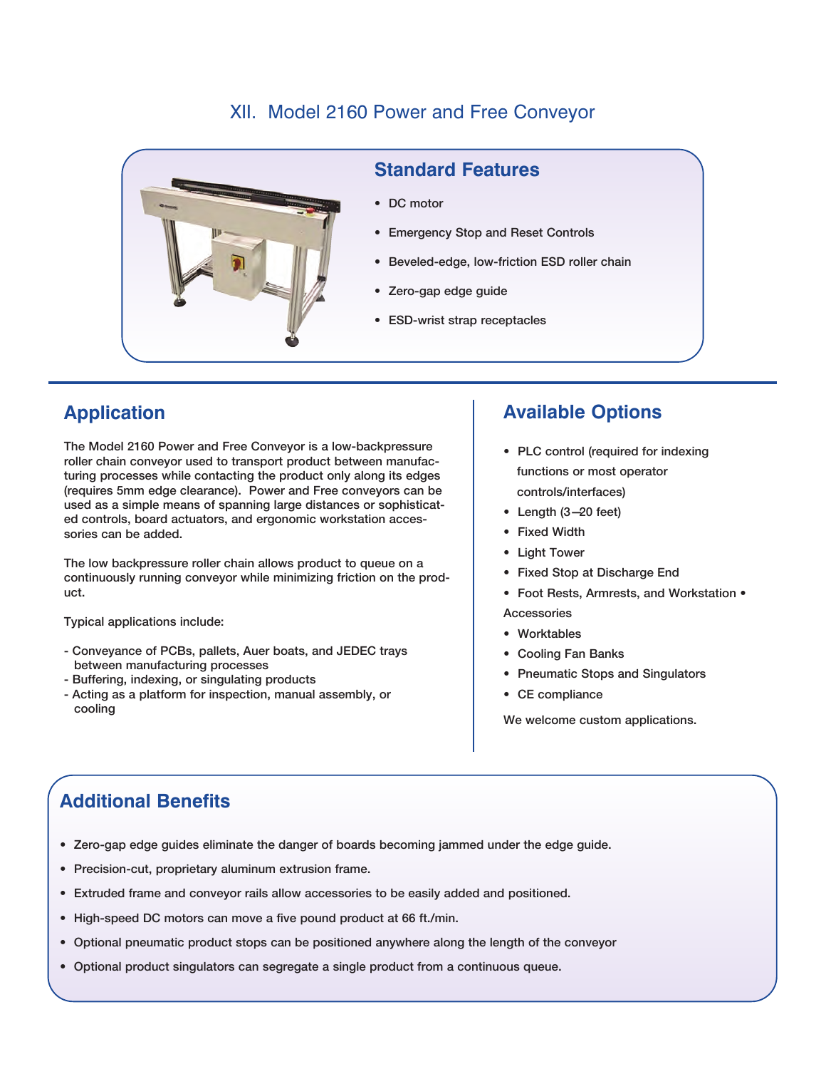# XII. Model 2160 Power and Free Conveyor

## Standard Features

- DC motor
- Emergency Stop and Reset Controls
- Beveled-edge, low-friction ESD roller chain
- Zero-gap edge guide
- ESD-wrist strap receptacles

## Application

The Model 2160 Power and Free Conveyor is a low-backpressure roller chain conveyor used to transport product between manufacturing processes while contacting the product only along its edges (requires 5mm edge clearance). Power and Free conveyors can be used as a simple means of spanning large distances or sophisticated controls, board actuators, and ergonomic workstation accessories can be added.

The low backpressure roller chain allows product to queue on a continuously running conveyor while minimizing friction on the product.

Typical applications include:

- Conveyance of PCBs, pallets, Auer boats, and JEDEC trays between manufacturing processes
- Buffering, indexing, or singulating products
- Acting as a platform for inspection, manual assembly, or cooling

## Available Options

- PLC control (required for indexing functions or most operator controls/interfaces)
- Length (3—20 feet)
- Fixed Width
- Light Tower
- Fixed Stop at Discharge End
- Foot Rests, Armrests, and Workstation • Accessories
- Worktables
- Cooling Fan Banks
- Pneumatic Stops and Singulators
- CE compliance

We welcome custom applications.

## Additional Benefits

- Zero-gap edge guides eliminate the danger of boards becoming jammed under the edge guide.
- Precision-cut, proprietary aluminum extrusion frame.
- Extruded frame and conveyor rails allow accessories to be easily added and positioned.
- High-speed DC motors can move a five pound product at 66 ft./min.
- Optional pneumatic product stops can be positioned anywhere along the length of the conveyor
- Optional product singulators can segregate a single product from a continuous queue.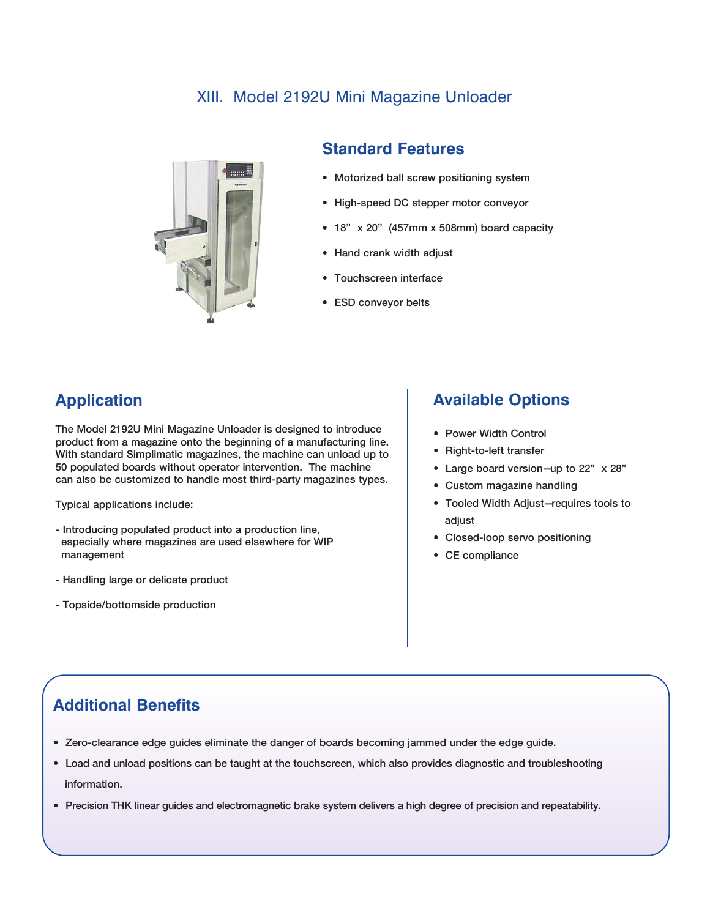# XIII. Model 2192U Mini Magazine Unloader

## Standard Features

- Motorized ball screw positioning system
- High-speed DC stepper motor conveyor
- 18" x 20" (457mm x 508mm) board capacity
- Hand crank width adjust
- Touchscreen interface
- ESD conveyor belts

## Application

The Model 2192U Mini Magazine Unloader is designed to introduce product from a magazine onto the beginning of a manufacturing line. With standard Simplimatic magazines, the machine can unload up to 50 populated boards without operator intervention. The machine can also be customized to handle most third-party magazines types.

Typical applications include:

- Introducing populated product into a production line, especially where magazines are used elsewhere for WIP management

- Handling large or delicate product

- Topside/bottomside production

## Available Options

- Power Width Control
- Right-to-left transfer
- Large board version—up to 22" x 28"
- Custom magazine handling
- Tooled Width Adjust—requires tools to adjust
- Closed-loop servo positioning
- CE compliance

## Additional Benefits

- Zero-clearance edge guides eliminate the danger of boards becoming jammed under the edge guide.
- Load and unload positions can be taught at the touchscreen, which also provides diagnostic and troubleshooting information.
- Precision THK linear guides and electromagnetic brake system delivers a high degree of precision and repeatability.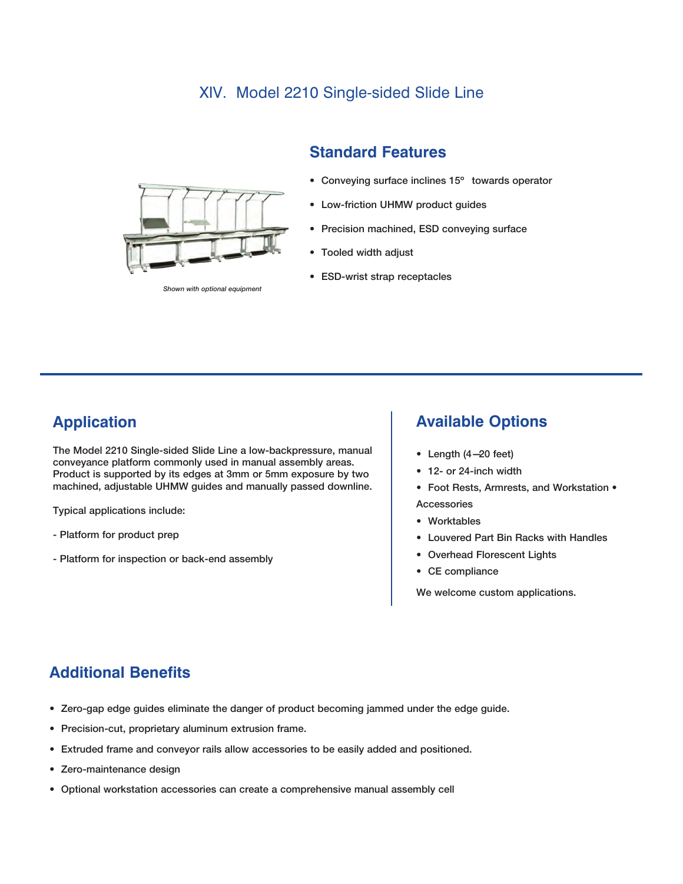# XIV. Model 2210 Single-sided Slide Line

*Shown with optional equipment*

## Standard Features

- Conveying surface inclines 15º towards operator
- Low-friction UHMW product guides
- Precision machined, ESD conveying surface
- Tooled width adjust
- ESD-wrist strap receptacles

## Application

The Model 2210 Single-sided Slide Line a low-backpressure, manual conveyance platform commonly used in manual assembly areas. Product is supported by its edges at 3mm or 5mm exposure by two machined, adjustable UHMW guides and manually passed downline.

Typical applications include:

- Platform for product prep

- Platform for inspection or back-end assembly

## Available Options

- Length (4–20 feet)
- 12- or 24-inch width
- Foot Rests, Armrests, and Workstation • Accessories
- Worktables
- Louvered Part Bin Racks with Handles
- Overhead Florescent Lights
- CE compliance

We welcome custom applications.

## Additional Benefits

- Zero-gap edge guides eliminate the danger of product becoming jammed under the edge guide.
- Precision-cut, proprietary aluminum extrusion frame.
- Extruded frame and conveyor rails allow accessories to be easily added and positioned.
- Zero-maintenance design
- Optional workstation accessories can create a comprehensive manual assembly cell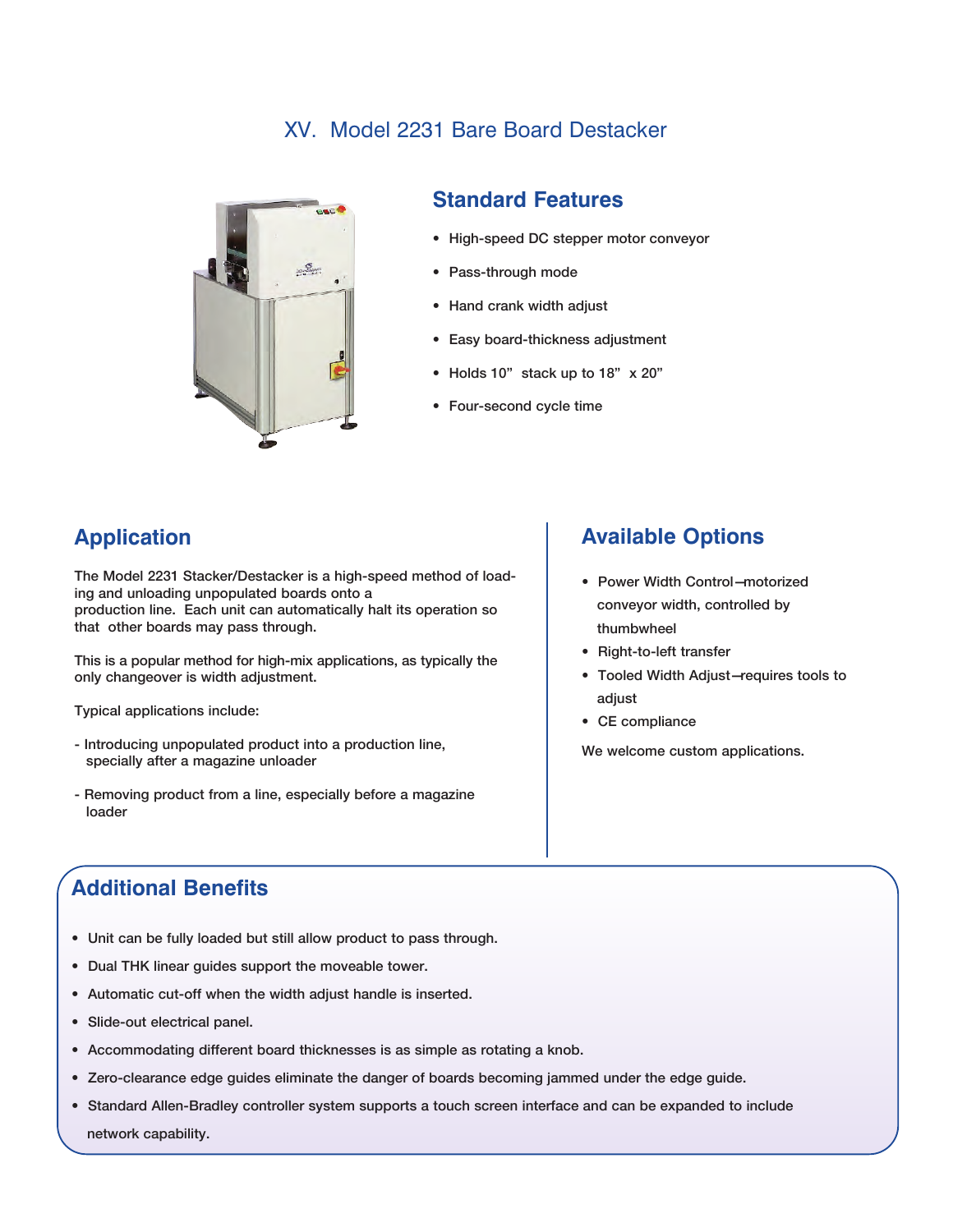# XV. Model 2231 Bare Board Destacker

## Standard Features

- High-speed DC stepper motor conveyor
- Pass-through mode
- Hand crank width adjust
- Easy board-thickness adjustment
- Holds 10" stack up to 18" x 20"
- Four-second cycle time

## Application

The Model 2231 Stacker/Destacker is a high-speed method of loading and unloading unpopulated boards onto a production line. Each unit can automatically halt its operation so that other boards may pass through.

This is a popular method for high-mix applications, as typically the only changeover is width adjustment.

Typical applications include:

- Introducing unpopulated product into a production line, specially after a magazine unloader

- Removing product from a line, especially before a magazine loader

## Available Options

- Power Width Control—motorized conveyor width, controlled by thumbwheel
- Right-to-left transfer
- Tooled Width Adjust—requires tools to adjust
- CE compliance

We welcome custom applications.

## Additional Benefits

- Unit can be fully loaded but still allow product to pass through.
- Dual THK linear guides support the moveable tower.
- Automatic cut-off when the width adjust handle is inserted.
- Slide-out electrical panel.
- Accommodating different board thicknesses is as simple as rotating a knob.
- Zero-clearance edge guides eliminate the danger of boards becoming jammed under the edge guide.
- Standard Allen-Bradley controller system supports a touch screen interface and can be expanded to include network capability.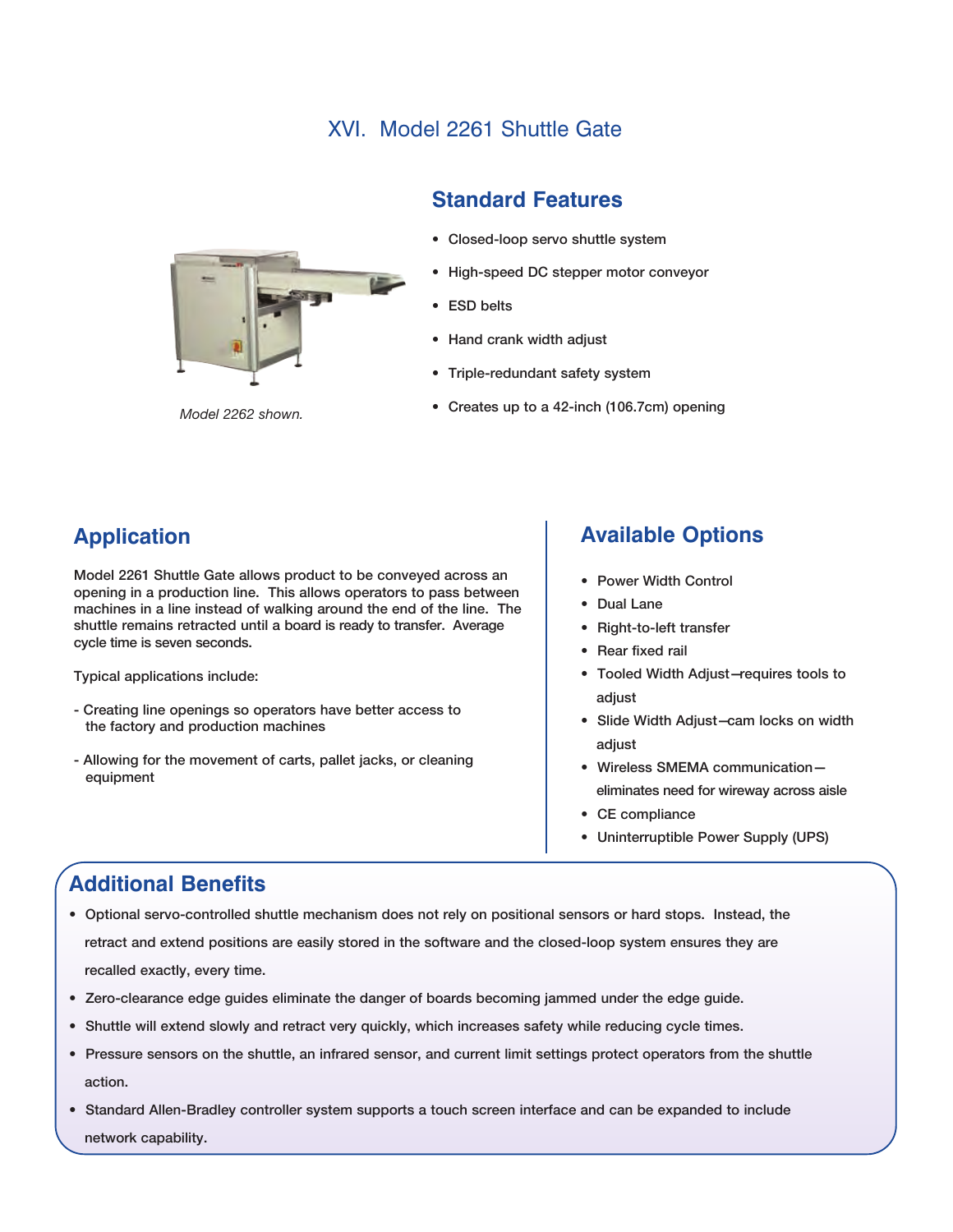# XVI. Model 2261 Shuttle Gate

*Model 2262 shown.*

## Standard Features

- Closed-loop servo shuttle system
- High-speed DC stepper motor conveyor
- ESD belts
- Hand crank width adjust
- Triple-redundant safety system
- Creates up to a 42-inch (106.7cm) opening

## Application

Model 2261 Shuttle Gate allows product to be conveyed across an opening in a production line. This allows operators to pass between machines in a line instead of walking around the end of the line. The shuttle remains retracted until a board is ready to transfer. Average cycle time is seven seconds.

Typical applications include:

- Creating line openings so operators have better access to the factory and production machines

- Allowing for the movement of carts, pallet jacks, or cleaning equipment

## Available Options

- Power Width Control
- Dual Lane
- Right-to-left transfer
- Rear fixed rail
- Tooled Width Adjust–requires tools to adjust
- Slide Width Adjust–cam locks on width adjust
- Wireless SMEMA communication–eliminates need for wireway across aisle
- CE compliance
- Uninterruptible Power Supply (UPS)

## Additional Benefits

- Optional servo-controlled shuttle mechanism does not rely on positional sensors or hard stops. Instead, the retract and extend positions are easily stored in the software and the closed-loop system ensures they are recalled exactly, every time.
- Zero-clearance edge guides eliminate the danger of boards becoming jammed under the edge guide.
- Shuttle will extend slowly and retract very quickly, which increases safety while reducing cycle times.
- Pressure sensors on the shuttle, an infrared sensor, and current limit settings protect operators from the shuttle action.
- Standard Allen-Bradley controller system supports a touch screen interface and can be expanded to include network capability.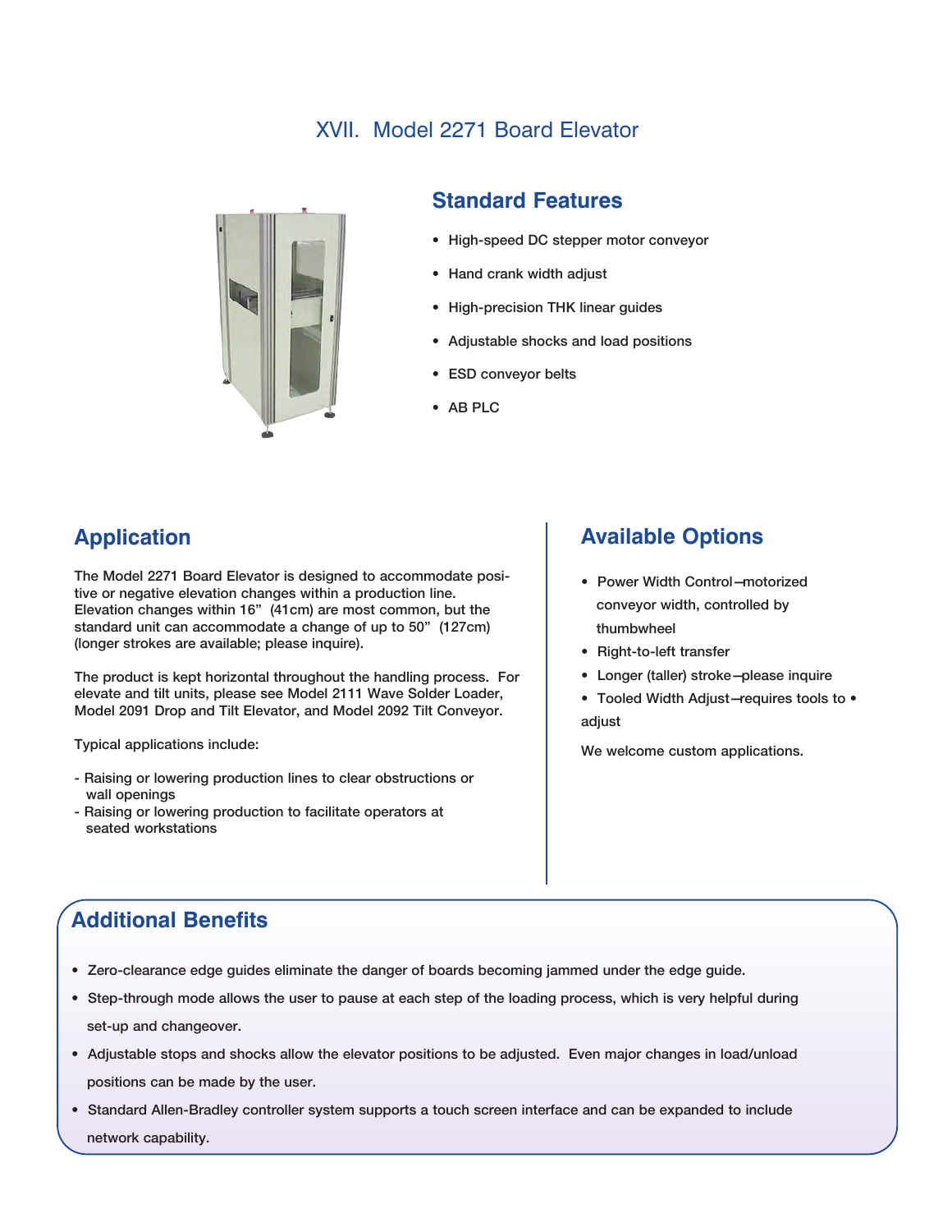# XVII. Model 2271 Board Elevator

## Standard Features

- High-speed DC stepper motor conveyor
- Hand crank width adjust
- High-precision THK linear guides
- Adjustable shocks and load positions
- ESD conveyor belts
- AB PLC

## Application

The Model 2271 Board Elevator is designed to accommodate positive or negative elevation changes within a production line. Elevation changes within 16" (41cm) are most common, but the standard unit can accommodate a change of up to 50" (127cm) (longer strokes are available; please inquire).

The product is kept horizontal throughout the handling process. For elevate and tilt units, please see Model 2111 Wave Solder Loader, Model 2091 Drop and Tilt Elevator, and Model 2092 Tilt Conveyor.

Typical applications include:

- Raising or lowering production lines to clear obstructions or wall openings
- Raising or lowering production to facilitate operators at seated workstations

## Available Options

- Power Width Control—motorized conveyor width, controlled by thumbwheel
- Right-to-left transfer
- Longer (taller) stroke—please inquire
- Tooled Width Adjust—requires tools to • adjust

We welcome custom applications.

## Additional Benefits

- Zero-clearance edge guides eliminate the danger of boards becoming jammed under the edge guide.
- Step-through mode allows the user to pause at each step of the loading process, which is very helpful during set-up and changeover.
- Adjustable stops and shocks allow the elevator positions to be adjusted. Even major changes in load/unload positions can be made by the user.
- Standard Allen-Bradley controller system supports a touch screen interface and can be expanded to include network capability.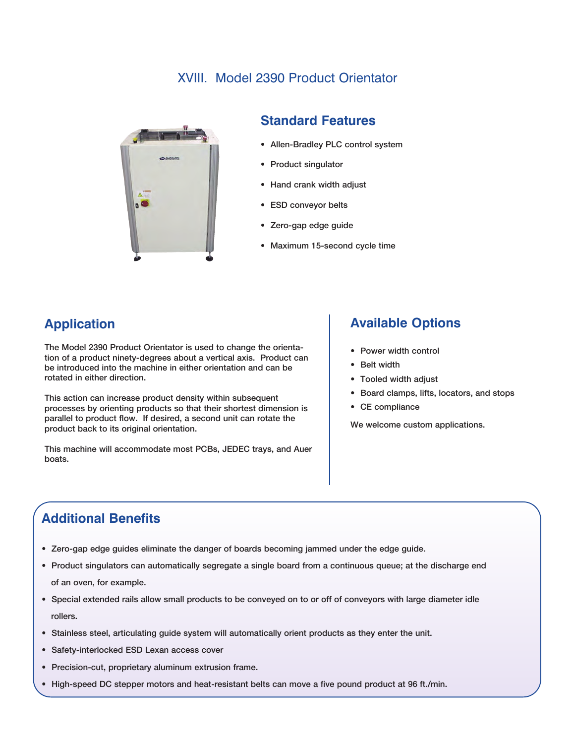# XVIII. Model 2390 Product Orientator

## Standard Features

- Allen-Bradley PLC control system
- Product singulator
- Hand crank width adjust
- ESD conveyor belts
- Zero-gap edge guide
- Maximum 15-second cycle time

## Application

The Model 2390 Product Orientator is used to change the orientation of a product ninety-degrees about a vertical axis. Product can be introduced into the machine in either orientation and can be rotated in either direction.

This action can increase product density within subsequent processes by orienting products so that their shortest dimension is parallel to product flow. If desired, a second unit can rotate the product back to its original orientation.

This machine will accommodate most PCBs, JEDEC trays, and Auer boats.

## Available Options

- Power width control
- Belt width
- Tooled width adjust
- Board clamps, lifts, locators, and stops
- CE compliance

We welcome custom applications.

## Additional Benefits

- Zero-gap edge guides eliminate the danger of boards becoming jammed under the edge guide.
- Product singulators can automatically segregate a single board from a continuous queue; at the discharge end of an oven, for example.
- Special extended rails allow small products to be conveyed on to or off of conveyors with large diameter idle rollers.
- Stainless steel, articulating guide system will automatically orient products as they enter the unit.
- Safety-interlocked ESD Lexan access cover
- Precision-cut, proprietary aluminum extrusion frame.
- High-speed DC stepper motors and heat-resistant belts can move a five pound product at 96 ft./min.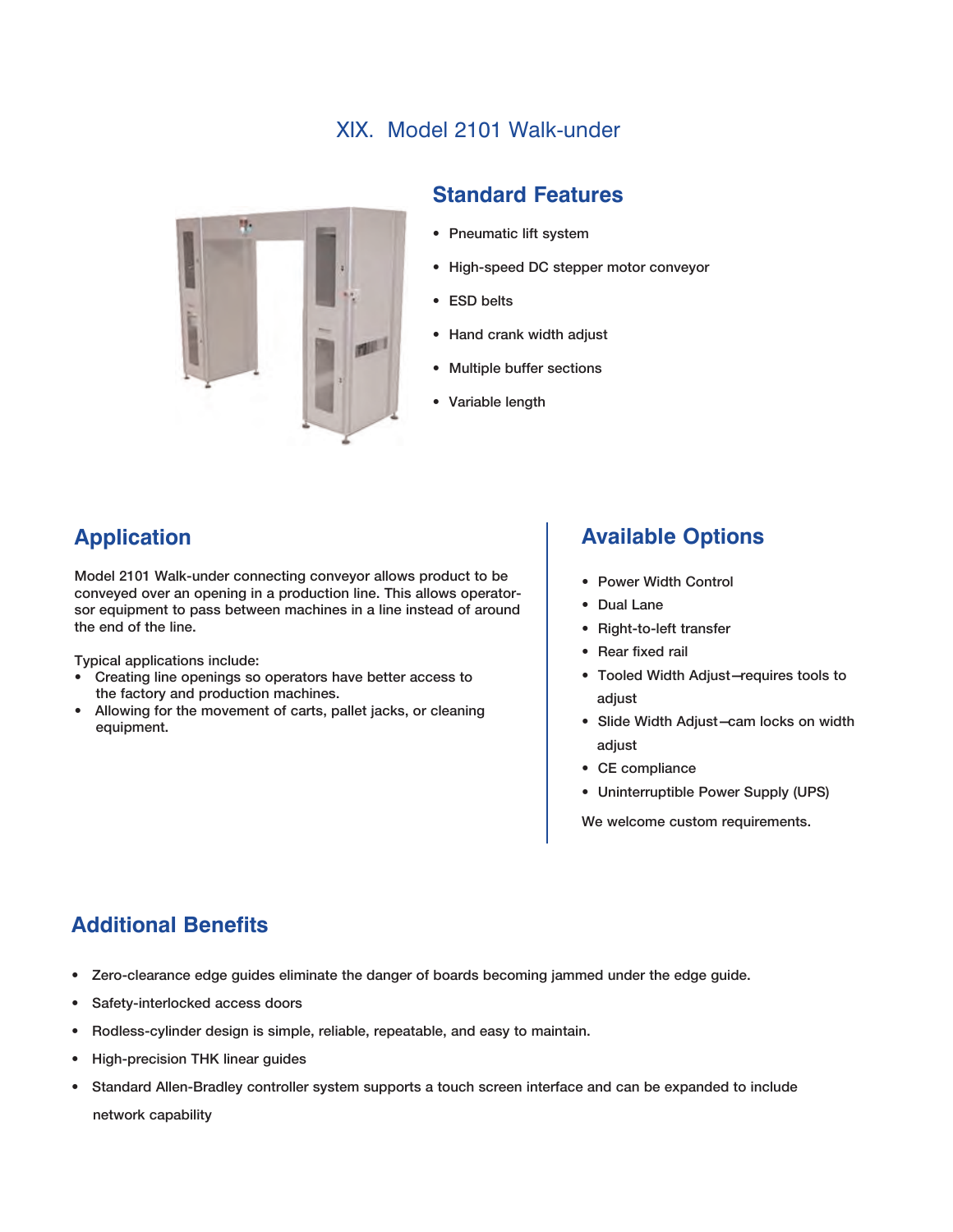# XIX. Model 2101 Walk-under

## Standard Features

- Pneumatic lift system
- High-speed DC stepper motor conveyor
- ESD belts
- Hand crank width adjust
- Multiple buffer sections
- Variable length

## Application

Model 2101 Walk-under connecting conveyor allows product to be conveyed over an opening in a production line. This allows operator-sor equipment to pass between machines in a line instead of around the end of the line.

Typical applications include:

- Creating line openings so operators have better access to the factory and production machines.
- Allowing for the movement of carts, pallet jacks, or cleaning equipment.

## Available Options

- Power Width Control
- Dual Lane
- Right-to-left transfer
- Rear fixed rail
- Tooled Width Adjust—requires tools to adjust
- Slide Width Adjust—cam locks on width adjust
- CE compliance
- Uninterruptible Power Supply (UPS)

We welcome custom requirements.

## Additional Benefits

- Zero-clearance edge guides eliminate the danger of boards becoming jammed under the edge guide.
- Safety-interlocked access doors
- Rodless-cylinder design is simple, reliable, repeatable, and easy to maintain.
- High-precision THK linear guides
- Standard Allen-Bradley controller system supports a touch screen interface and can be expanded to include network capability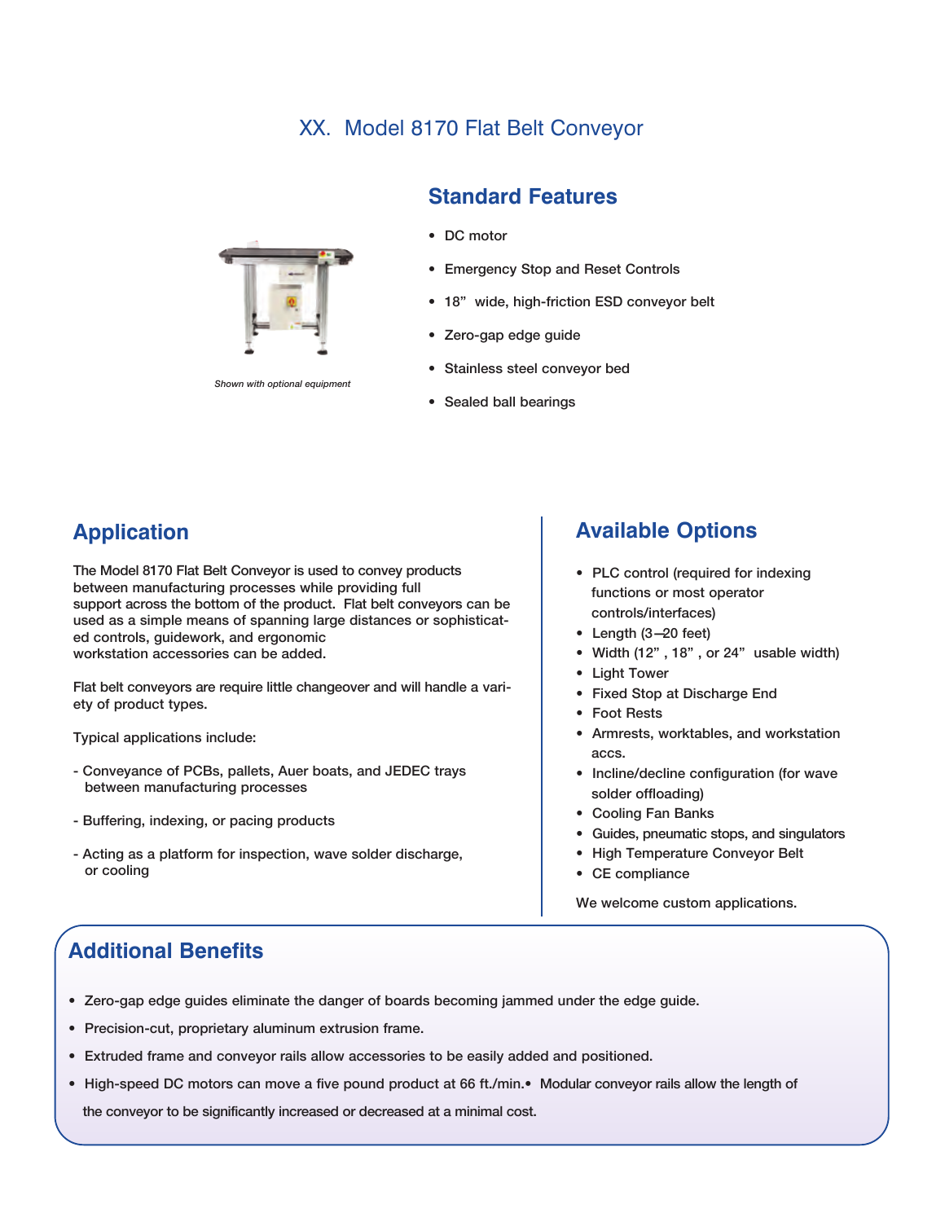# XX. Model 8170 Flat Belt Conveyor

*Shown with optional equipment*

## Standard Features

- DC motor
- Emergency Stop and Reset Controls
- 18" wide, high-friction ESD conveyor belt
- Zero-gap edge guide
- Stainless steel conveyor bed
- Sealed ball bearings

## Application

The Model 8170 Flat Belt Conveyor is used to convey products between manufacturing processes while providing full support across the bottom of the product. Flat belt conveyors can be used as a simple means of spanning large distances or sophisticated controls, guidework, and ergonomic workstation accessories can be added.

Flat belt conveyors are require little changeover and will handle a variety of product types.

Typical applications include:

- Conveyance of PCBs, pallets, Auer boats, and JEDEC trays between manufacturing processes
- Buffering, indexing, or pacing products
- Acting as a platform for inspection, wave solder discharge, or cooling

## Available Options

- PLC control (required for indexing functions or most operator controls/interfaces)
- Length (3–20 feet)
- Width (12", 18", or 24" usable width)
- Light Tower
- Fixed Stop at Discharge End
- Foot Rests
- Armrests, worktables, and workstation accs.
- Incline/decline configuration (for wave solder offloading)
- Cooling Fan Banks
- Guides, pneumatic stops, and singulators
- High Temperature Conveyor Belt
- CE compliance

We welcome custom applications.

## Additional Benefits

- Zero-gap edge guides eliminate the danger of boards becoming jammed under the edge guide.
- Precision-cut, proprietary aluminum extrusion frame.
- Extruded frame and conveyor rails allow accessories to be easily added and positioned.
- High-speed DC motors can move a five pound product at 66 ft./min.
- Modular conveyor rails allow the length of the conveyor to be significantly increased or decreased at a minimal cost.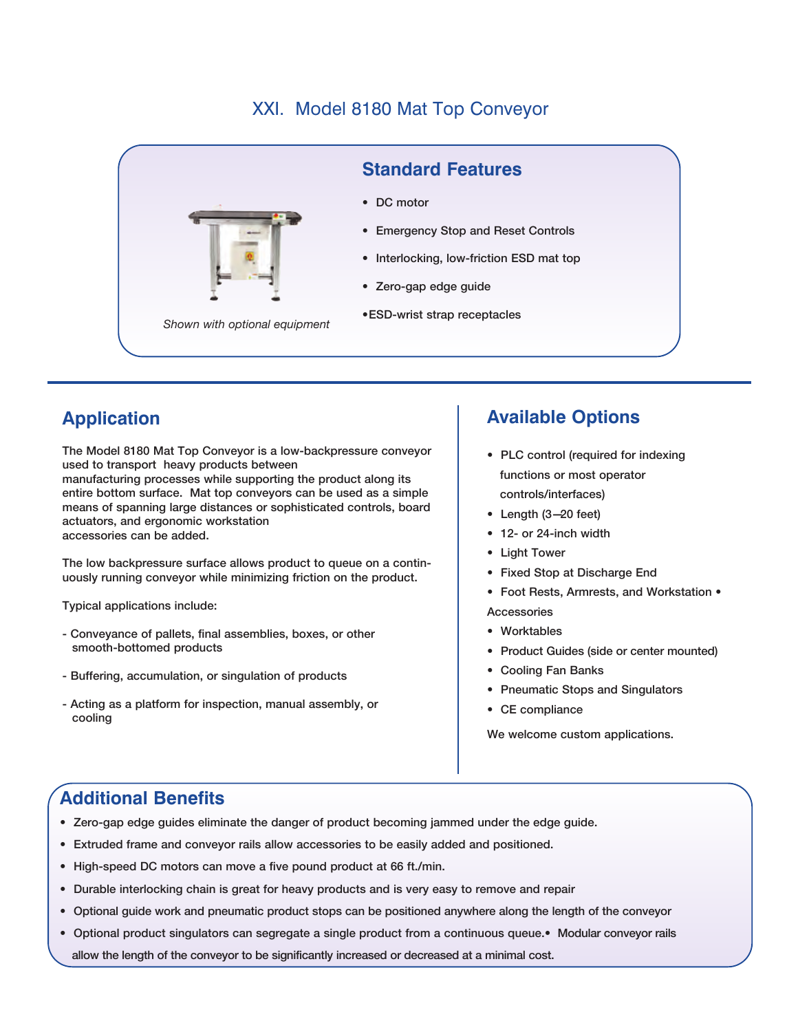# XXI. Model 8180 Mat Top Conveyor

*Shown with optional equipment*

## Standard Features

- DC motor
- Emergency Stop and Reset Controls
- Interlocking, low-friction ESD mat top
- Zero-gap edge guide
- ESD-wrist strap receptacles

## Application

The Model 8180 Mat Top Conveyor is a low-backpressure conveyor used to transport heavy products between manufacturing processes while supporting the product along its entire bottom surface. Mat top conveyors can be used as a simple means of spanning large distances or sophisticated controls, board actuators, and ergonomic workstation accessories can be added.

The low backpressure surface allows product to queue on a continuously running conveyor while minimizing friction on the product.

Typical applications include:

- Conveyance of pallets, final assemblies, boxes, or other smooth-bottomed products
- Buffering, accumulation, or singulation of products
- Acting as a platform for inspection, manual assembly, or cooling

## Available Options

- PLC control (required for indexing functions or most operator controls/interfaces)
- Length (3–20 feet)
- 12- or 24-inch width
- Light Tower
- Fixed Stop at Discharge End
- Foot Rests, Armrests, and Workstation Accessories
- Worktables
- Product Guides (side or center mounted)
- Cooling Fan Banks
- Pneumatic Stops and Singulators
- CE compliance

We welcome custom applications.

## Additional Benefits

- Zero-gap edge guides eliminate the danger of product becoming jammed under the edge guide.
- Extruded frame and conveyor rails allow accessories to be easily added and positioned.
- High-speed DC motors can move a five pound product at 66 ft./min.
- Durable interlocking chain is great for heavy products and is very easy to remove and repair
- Optional guide work and pneumatic product stops can be positioned anywhere along the length of the conveyor
- Optional product singulators can segregate a single product from a continuous queue.
- Modular conveyor rails allow the length of the conveyor to be significantly increased or decreased at a minimal cost.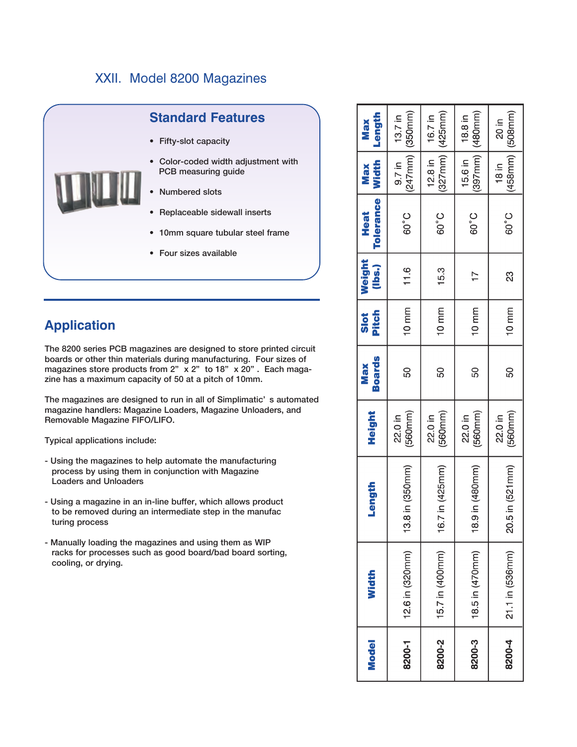# XXII. Model 8200 Magazines

## Standard Features

- Fifty-slot capacity
- Color-coded width adjustment with PCB measuring guide
- Numbered slots
- Replaceable sidewall inserts
- 10mm square tubular steel frame
- Four sizes available

## Application

The 8200 series PCB magazines are designed to store printed circuit boards or other thin materials during manufacturing. Four sizes of magazines store products from 2" x 2" to 18" x 20". Each magazine has a maximum capacity of 50 at a pitch of 10mm.

The magazines are designed to run in all of Simplimatic's automated magazine handlers: Magazine Loaders, Magazine Unloaders, and Removable Magazine FIFO/LIFO.

Typical applications include:

- Using the magazines to help automate the manufacturing process by using them in conjunction with Magazine Loaders and Unloaders
- Using a magazine in an in-line buffer, which allows product to be removed during an intermediate step in the manufacturing process
- Manually loading the magazines and using them as WIP racks for processes such as good board/bad board sorting, cooling, or drying.

| Model | Width | Length | Height | Max Boards | Slot Pitch | Weight (lbs.) | Heat Tolerance | Max Width | Max Length |
|---|---|---|---|---|---|---|---|---|---|
| 8200-1 | 12.6 in (320mm) | 13.8 in (350mm) | 22.0 in (560mm) | 50 | 10 mm | 11.6 | 60˚C | 9.7 in (247mm) | 13.7 in (350mm) |
| 8200-2 | 15.7 in (400mm) | 16.7 in (425mm) | 22.0 in (560mm) | 50 | 10 mm | 15.3 | 60˚C | 12.8 in (327mm) | 16.7 in (425mm) |
| 8200-3 | 18.5 in (470mm) | 18.9 in (480mm) | 22.0 in (560mm) | 50 | 10 mm | 17 | 60˚C | 15.6 in (397mm) | 18.8 in (480mm) |
| 8200-4 | 21.1 in (536mm) | 20.5 in (521mm) | 22.0 in (560mm) | 50 | 10 mm | 23 | 60˚C | 18 in (458mm) | 20 in (508mm) |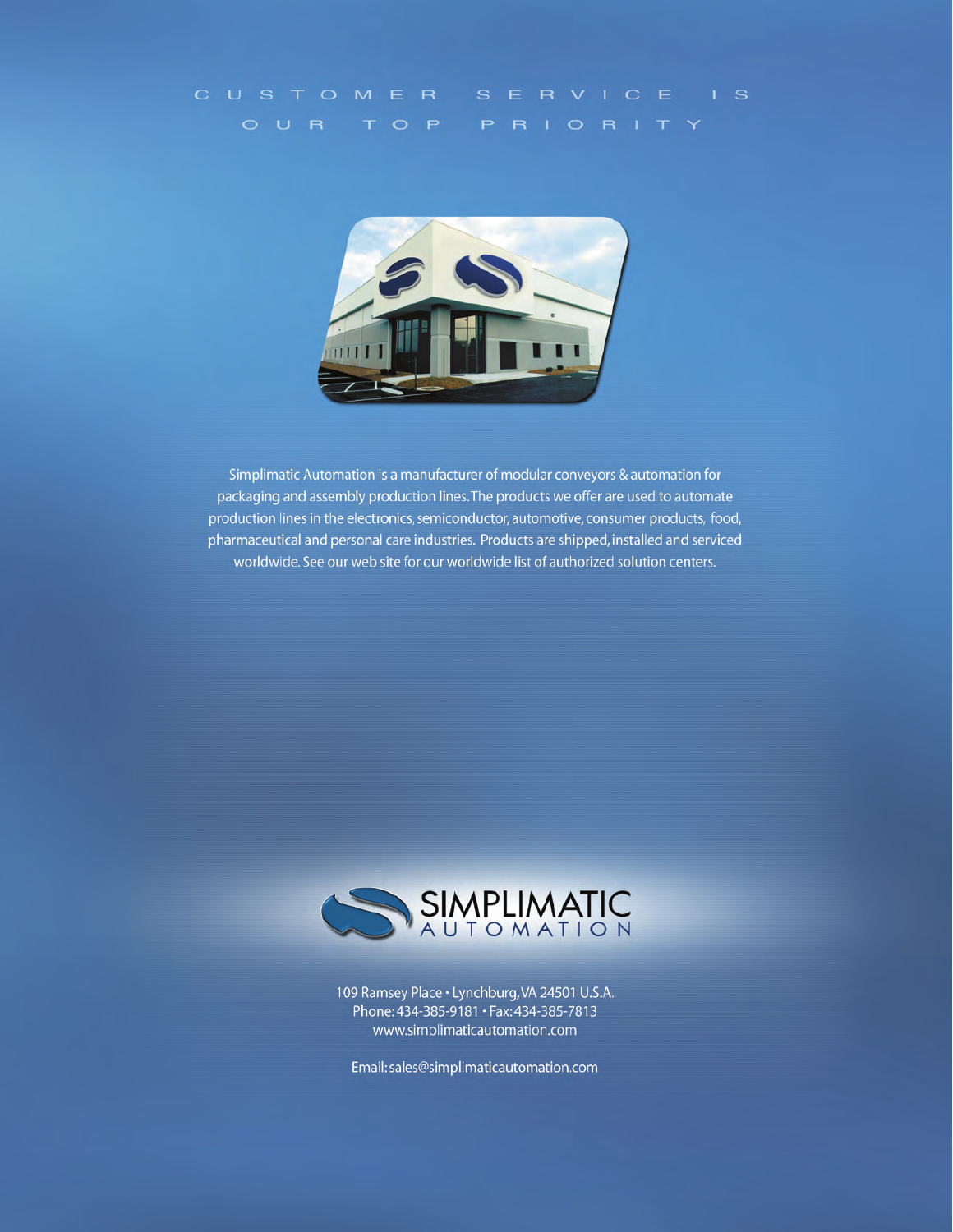CUSTOMER SERVICE IS OUR TOP PRIORITY

Simplimatic Automation is a manufacturer of modular conveyors & automation for packaging and assembly production lines. The products we offer are used to automate production lines in the electronics, semiconductor, automotive, consumer products, food, pharmaceutical and personal care industries. Products are shipped, installed and serviced worldwide. See our web site for our worldwide list of authorized solution centers.

SIMPLIMATIC AUTOMATION

109 Ramsey Place • Lynchburg, VA 24501 U.S.A.
Phone: 434-385-9181 • Fax: 434-385-7813
www.simplimaticautomation.com

Email: sales@simplimaticautomation.com